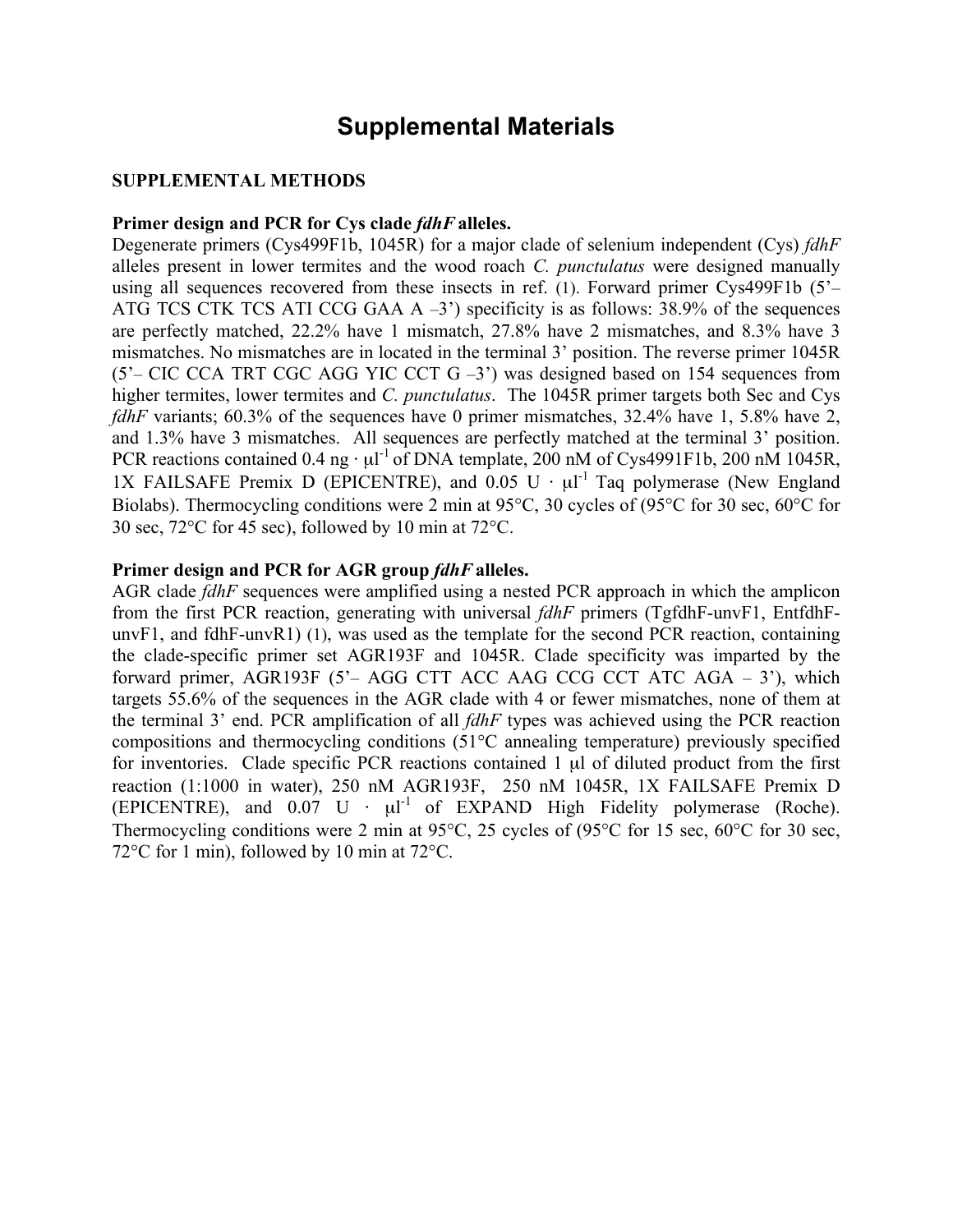# Supplemental Materials

## SUPPLEMENTAL METHODS

### Primer design and PCR for Cys clade *fdhF* alleles.

Degenerate primers (Cys499F1b, 1045R) for a major clade of selenium independent (Cys) *fdhF* alleles present in lower termites and the wood roach *C. punctulatus* were designed manually using all sequences recovered from these insects in ref. (1). Forward primer Cys499F1b (5'– ATG TCS CTK TCS ATI CCG GAA A –3') specificity is as follows: 38.9% of the sequences are perfectly matched, 22.2% have 1 mismatch, 27.8% have 2 mismatches, and 8.3% have 3 mismatches. No mismatches are in located in the terminal 3' position. The reverse primer 1045R (5'– CIC CCA TRT CGC AGG YIC CCT G –3') was designed based on 154 sequences from higher termites, lower termites and *C. punctulatus*. The 1045R primer targets both Sec and Cys *fdhF* variants; 60.3% of the sequences have 0 primer mismatches, 32.4% have 1, 5.8% have 2, and 1.3% have 3 mismatches. All sequences are perfectly matched at the terminal 3' position. PCR reactions contained 0.4 ng · $\mu l^{-1}$ of DNA template, 200 nM of Cys4991F1b, 200 nM 1045R, 1X FAILSAFE Premix D (EPICENTRE), and 0.05 U · $\mu l^{-1}$ Taq polymerase (New England Biolabs). Thermocycling conditions were 2 min at 95°C, 30 cycles of (95°C for 30 sec, 60°C for 30 sec, 72°C for 45 sec), followed by 10 min at 72°C.

### Primer design and PCR for AGR group *fdhF* alleles.

AGR clade *fdhF* sequences were amplified using a nested PCR approach in which the amplicon from the first PCR reaction, generating with universal *fdhF* primers (TgfdhF-unvF1, EntfdhF-unvF1, and fdhF-unvR1) (1), was used as the template for the second PCR reaction, containing the clade-specific primer set AGR193F and 1045R. Clade specificity was imparted by the forward primer, AGR193F (5'– AGG CTT ACC AAG CCG CCT ATC AGA – 3'), which targets 55.6% of the sequences in the AGR clade with 4 or fewer mismatches, none of them at the terminal 3' end. PCR amplification of all *fdhF* types was achieved using the PCR reaction compositions and thermocycling conditions (51°C annealing temperature) previously specified for inventories. Clade specific PCR reactions contained 1 μl of diluted product from the first reaction (1:1000 in water), 250 nM AGR193F, 250 nM 1045R, 1X FAILSAFE Premix D (EPICENTRE), and 0.07 U · $\mu l^{-1}$ of EXPAND High Fidelity polymerase (Roche). Thermocycling conditions were 2 min at 95°C, 25 cycles of (95°C for 15 sec, 60°C for 30 sec, 72°C for 1 min), followed by 10 min at 72°C.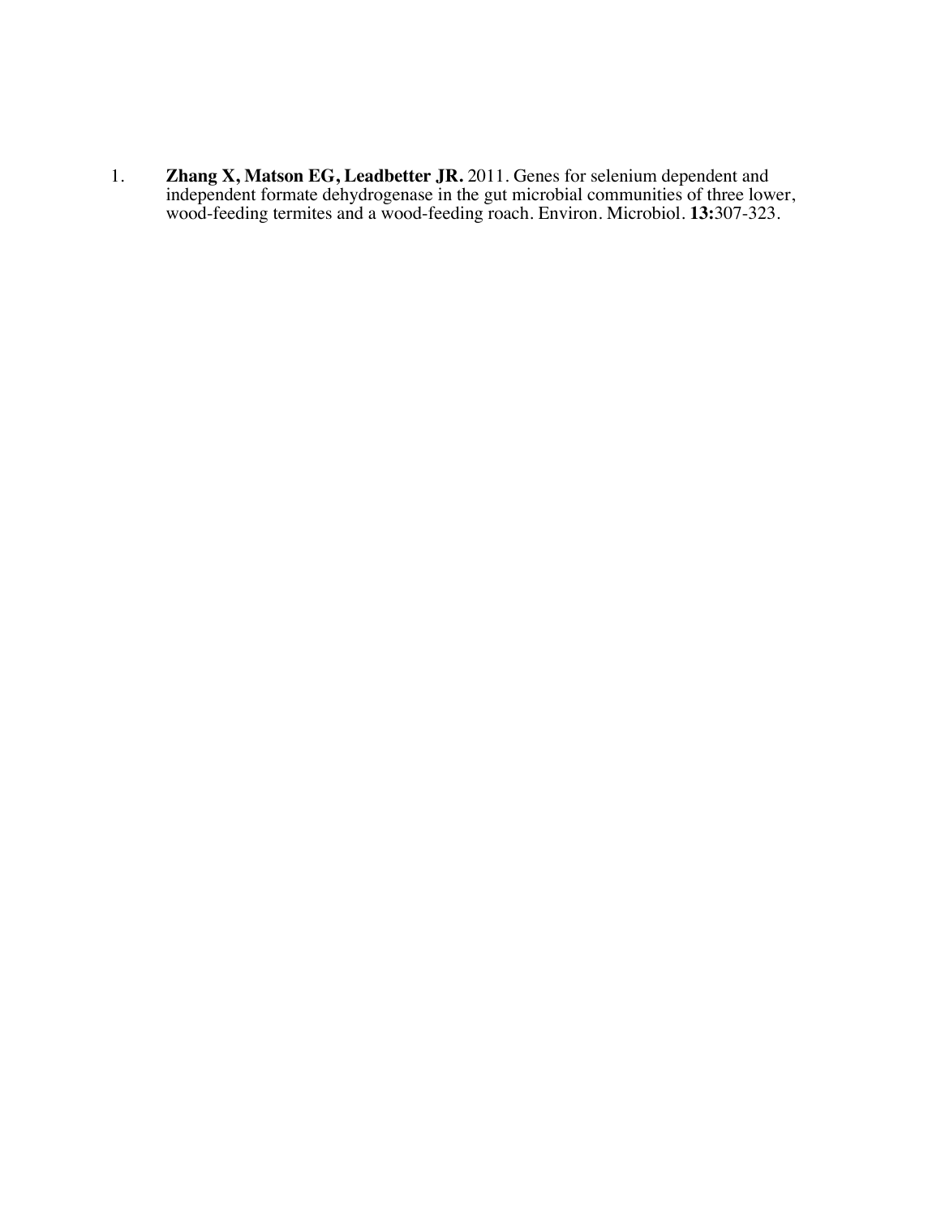1. **Zhang X, Matson EG, Leadbetter JR.** 2011. Genes for selenium dependent and independent formate dehydrogenase in the gut microbial communities of three lower, wood-feeding termites and a wood-feeding roach. Environ. Microbiol. **13:**307-323.